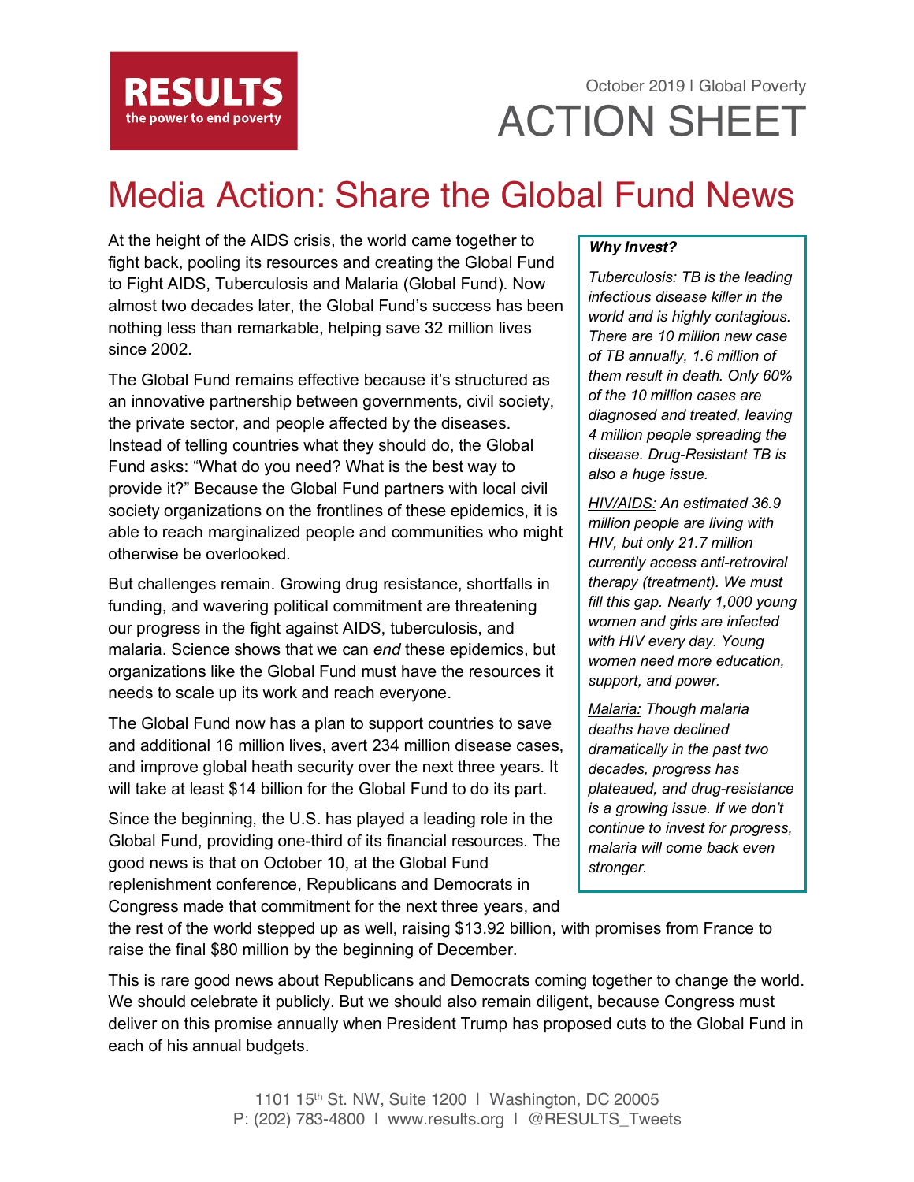**RESULTS**
the power to end poverty

October 2019 | Global Poverty

# ACTION SHEET

# Media Action: Share the Global Fund News

At the height of the AIDS crisis, the world came together to fight back, pooling its resources and creating the Global Fund to Fight AIDS, Tuberculosis and Malaria (Global Fund). Now almost two decades later, the Global Fund's success has been nothing less than remarkable, helping save 32 million lives since 2002.

The Global Fund remains effective because it's structured as an innovative partnership between governments, civil society, the private sector, and people affected by the diseases. Instead of telling countries what they should do, the Global Fund asks: "What do you need? What is the best way to provide it?" Because the Global Fund partners with local civil society organizations on the frontlines of these epidemics, it is able to reach marginalized people and communities who might otherwise be overlooked.

But challenges remain. Growing drug resistance, shortfalls in funding, and wavering political commitment are threatening our progress in the fight against AIDS, tuberculosis, and malaria. Science shows that we can *end* these epidemics, but organizations like the Global Fund must have the resources it needs to scale up its work and reach everyone.

The Global Fund now has a plan to support countries to save and additional 16 million lives, avert 234 million disease cases, and improve global heath security over the next three years. It will take at least $14 billion for the Global Fund to do its part.

Since the beginning, the U.S. has played a leading role in the Global Fund, providing one-third of its financial resources. The good news is that on October 10, at the Global Fund replenishment conference, Republicans and Democrats in Congress made that commitment for the next three years, and the rest of the world stepped up as well, raising $13.92 billion, with promises from France to raise the final $80 million by the beginning of December.

This is rare good news about Republicans and Democrats coming together to change the world. We should celebrate it publicly. But we should also remain diligent, because Congress must deliver on this promise annually when President Trump has proposed cuts to the Global Fund in each of his annual budgets.

> ***Why Invest?***
>
> *Tuberculosis: TB is the leading infectious disease killer in the world and is highly contagious. There are 10 million new case of TB annually, 1.6 million of them result in death. Only 60% of the 10 million cases are diagnosed and treated, leaving 4 million people spreading the disease. Drug-Resistant TB is also a huge issue.*
>
> *HIV/AIDS: An estimated 36.9 million people are living with HIV, but only 21.7 million currently access anti-retroviral therapy (treatment). We must fill this gap. Nearly 1,000 young women and girls are infected with HIV every day. Young women need more education, support, and power.*
>
> *Malaria: Though malaria deaths have declined dramatically in the past two decades, progress has plateaued, and drug-resistance is a growing issue. If we don't continue to invest for progress, malaria will come back even stronger.*

1101 15th St. NW, Suite 1200 | Washington, DC 20005
P: (202) 783-4800 | www.results.org | @RESULTS_Tweets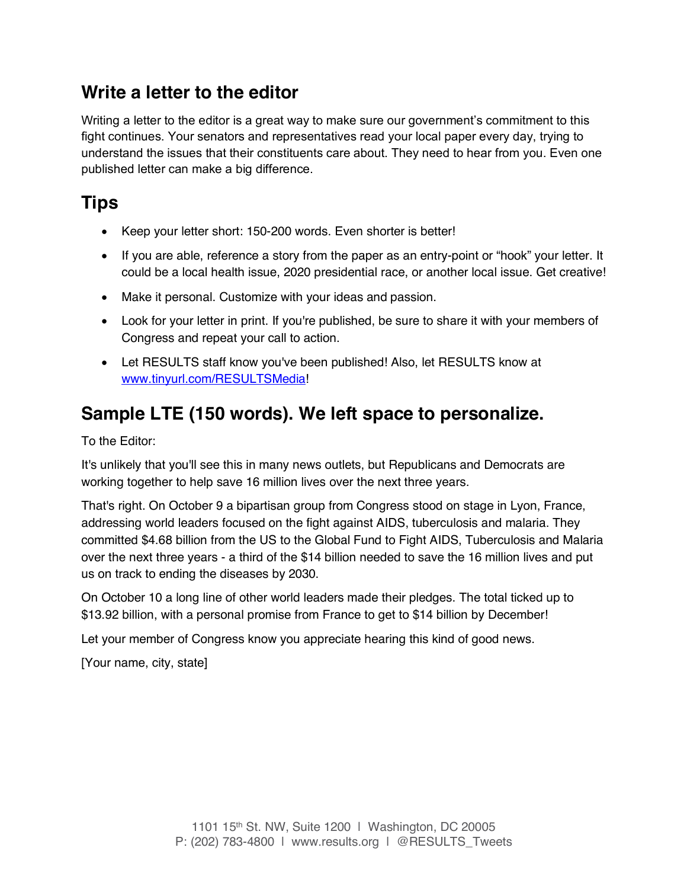## Write a letter to the editor

Writing a letter to the editor is a great way to make sure our government's commitment to this fight continues. Your senators and representatives read your local paper every day, trying to understand the issues that their constituents care about. They need to hear from you. Even one published letter can make a big difference.

## Tips

- Keep your letter short: 150-200 words. Even shorter is better!
- If you are able, reference a story from the paper as an entry-point or "hook" your letter. It could be a local health issue, 2020 presidential race, or another local issue. Get creative!
- Make it personal. Customize with your ideas and passion.
- Look for your letter in print. If you're published, be sure to share it with your members of Congress and repeat your call to action.
- Let RESULTS staff know you've been published! Also, let RESULTS know at [www.tinyurl.com/RESULTSMedia](http://www.tinyurl.com/RESULTSMedia)!

## Sample LTE (150 words). We left space to personalize.

To the Editor:

It's unlikely that you'll see this in many news outlets, but Republicans and Democrats are working together to help save 16 million lives over the next three years.

That's right. On October 9 a bipartisan group from Congress stood on stage in Lyon, France, addressing world leaders focused on the fight against AIDS, tuberculosis and malaria. They committed $4.68 billion from the US to the Global Fund to Fight AIDS, Tuberculosis and Malaria over the next three years - a third of the $14 billion needed to save the 16 million lives and put us on track to ending the diseases by 2030.

On October 10 a long line of other world leaders made their pledges. The total ticked up to $13.92 billion, with a personal promise from France to get to $14 billion by December!

Let your member of Congress know you appreciate hearing this kind of good news.

[Your name, city, state]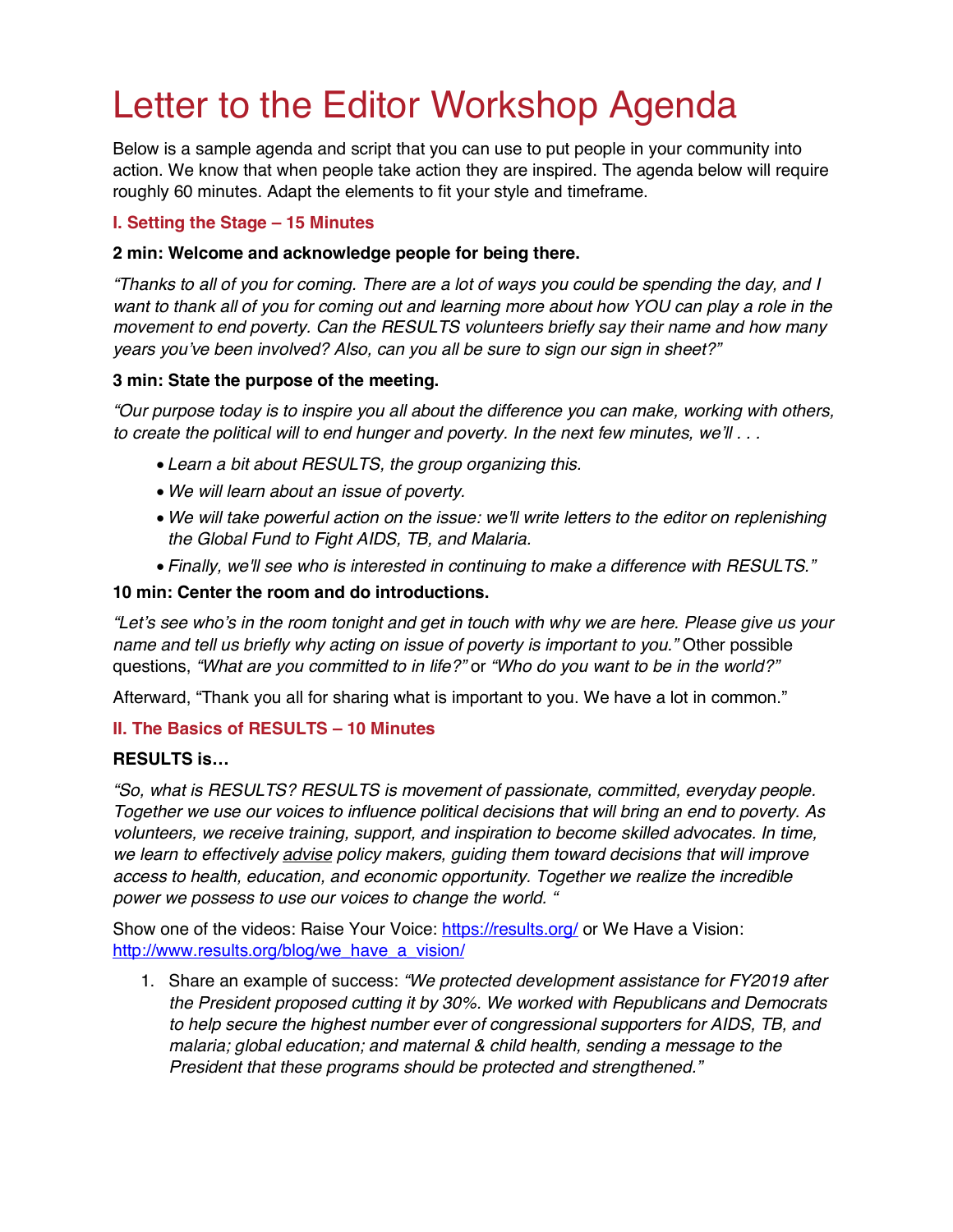# Letter to the Editor Workshop Agenda

Below is a sample agenda and script that you can use to put people in your community into action. We know that when people take action they are inspired. The agenda below will require roughly 60 minutes. Adapt the elements to fit your style and timeframe.

### I. Setting the Stage – 15 Minutes

**2 min: Welcome and acknowledge people for being there.**

*"Thanks to all of you for coming. There are a lot of ways you could be spending the day, and I want to thank all of you for coming out and learning more about how YOU can play a role in the movement to end poverty. Can the RESULTS volunteers briefly say their name and how many years you've been involved? Also, can you all be sure to sign our sign in sheet?"*

**3 min: State the purpose of the meeting.**

*"Our purpose today is to inspire you all about the difference you can make, working with others, to create the political will to end hunger and poverty. In the next few minutes, we'll . . .*

- *Learn a bit about RESULTS, the group organizing this.*
- *We will learn about an issue of poverty.*
- *We will take powerful action on the issue: we'll write letters to the editor on replenishing the Global Fund to Fight AIDS, TB, and Malaria.*
- *Finally, we'll see who is interested in continuing to make a difference with RESULTS."*

**10 min: Center the room and do introductions.**

*"Let's see who's in the room tonight and get in touch with why we are here. Please give us your name and tell us briefly why acting on issue of poverty is important to you."* Other possible questions, *"What are you committed to in life?"* or *"Who do you want to be in the world?"*

Afterward, "Thank you all for sharing what is important to you. We have a lot in common."

### II. The Basics of RESULTS – 10 Minutes

**RESULTS is…**

*"So, what is RESULTS? RESULTS is movement of passionate, committed, everyday people. Together we use our voices to influence political decisions that will bring an end to poverty. As volunteers, we receive training, support, and inspiration to become skilled advocates. In time, we learn to effectively advise policy makers, guiding them toward decisions that will improve access to health, education, and economic opportunity. Together we realize the incredible power we possess to use our voices to change the world. "*

Show one of the videos: Raise Your Voice: https://results.org/ or We Have a Vision: http://www.results.org/blog/we_have_a_vision/

1. Share an example of success: *"We protected development assistance for FY2019 after the President proposed cutting it by 30%. We worked with Republicans and Democrats to help secure the highest number ever of congressional supporters for AIDS, TB, and malaria; global education; and maternal & child health, sending a message to the President that these programs should be protected and strengthened."*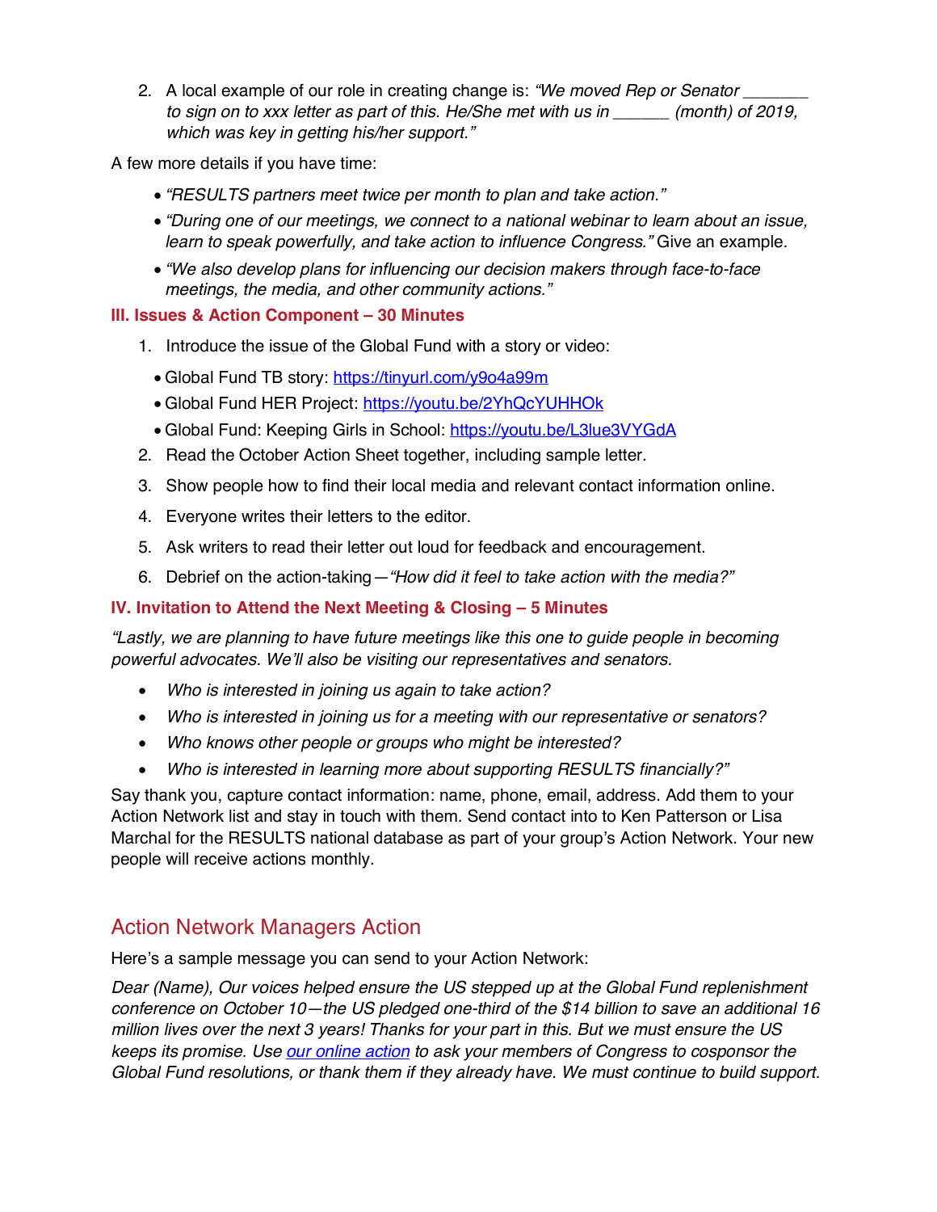2. A local example of our role in creating change is: *"We moved Rep or Senator _______ to sign on to xxx letter as part of this. He/She met with us in ______ (month) of 2019, which was key in getting his/her support."*

A few more details if you have time:

- *"RESULTS partners meet twice per month to plan and take action."*
- *"During one of our meetings, we connect to a national webinar to learn about an issue, learn to speak powerfully, and take action to influence Congress."* Give an example.
- *"We also develop plans for influencing our decision makers through face-to-face meetings, the media, and other community actions."*

### III. Issues & Action Component – 30 Minutes

1. Introduce the issue of the Global Fund with a story or video:
   - Global Fund TB story: https://tinyurl.com/y9o4a99m
   - Global Fund HER Project: https://youtu.be/2YhQcYUHHOk
   - Global Fund: Keeping Girls in School: https://youtu.be/L3lue3VYGdA
2. Read the October Action Sheet together, including sample letter.
3. Show people how to find their local media and relevant contact information online.
4. Everyone writes their letters to the editor.
5. Ask writers to read their letter out loud for feedback and encouragement.
6. Debrief on the action-taking—*"How did it feel to take action with the media?"*

### IV. Invitation to Attend the Next Meeting & Closing – 5 Minutes

*"Lastly, we are planning to have future meetings like this one to guide people in becoming powerful advocates. We'll also be visiting our representatives and senators.*

- *Who is interested in joining us again to take action?*
- *Who is interested in joining us for a meeting with our representative or senators?*
- *Who knows other people or groups who might be interested?*
- *Who is interested in learning more about supporting RESULTS financially?"*

Say thank you, capture contact information: name, phone, email, address. Add them to your Action Network list and stay in touch with them. Send contact into to Ken Patterson or Lisa Marchal for the RESULTS national database as part of your group's Action Network. Your new people will receive actions monthly.

## Action Network Managers Action

Here's a sample message you can send to your Action Network:

*Dear (Name), Our voices helped ensure the US stepped up at the Global Fund replenishment conference on October 10—the US pledged one-third of the $14 billion to save an additional 16 million lives over the next 3 years! Thanks for your part in this. But we must ensure the US keeps its promise. Use our online action to ask your members of Congress to cosponsor the Global Fund resolutions, or thank them if they already have. We must continue to build support.*